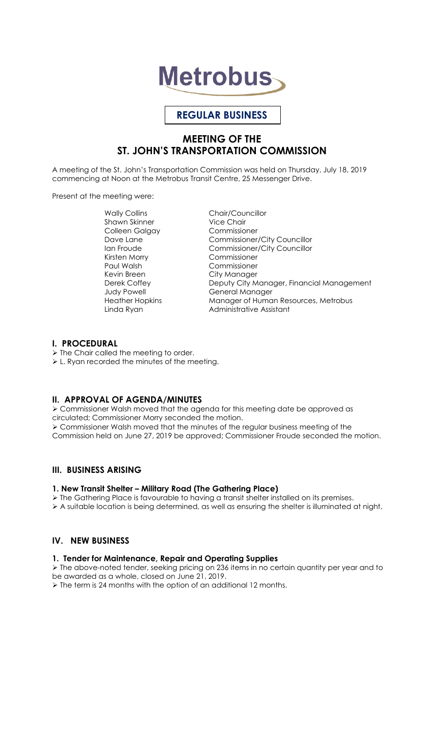Metrobus

**REGULAR BUSINESS**

# MEETING OF THE ST. JOHN'S TRANSPORTATION COMMISSION

A meeting of the St. John's Transportation Commission was held on Thursday, July 18, 2019 commencing at Noon at the Metrobus Transit Centre, 25 Messenger Drive.

Present at the meeting were:

| | |
|---|---|
| Wally Collins | Chair/Councillor |
| Shawn Skinner | Vice Chair |
| Colleen Galgay | Commissioner |
| Dave Lane | Commissioner/City Councillor |
| Ian Froude | Commissioner/City Councillor |
| Kirsten Morry | Commissioner |
| Paul Walsh | Commissioner |
| Kevin Breen | City Manager |
| Derek Coffey | Deputy City Manager, Financial Management |
| Judy Powell | General Manager |
| Heather Hopkins | Manager of Human Resources, Metrobus |
| Linda Ryan | Administrative Assistant |

## I. PROCEDURAL

- The Chair called the meeting to order.
- L. Ryan recorded the minutes of the meeting.

## II. APPROVAL OF AGENDA/MINUTES

- Commissioner Walsh moved that the agenda for this meeting date be approved as circulated; Commissioner Morry seconded the motion.
- Commissioner Walsh moved that the minutes of the regular business meeting of the Commission held on June 27, 2019 be approved; Commissioner Froude seconded the motion.

## III. BUSINESS ARISING

### 1. New Transit Shelter – Military Road (The Gathering Place)

- The Gathering Place is favourable to having a transit shelter installed on its premises.
- A suitable location is being determined, as well as ensuring the shelter is illuminated at night.

## IV. NEW BUSINESS

### 1. Tender for Maintenance, Repair and Operating Supplies

- The above-noted tender, seeking pricing on 236 items in no certain quantity per year and to be awarded as a whole, closed on June 21, 2019.
- The term is 24 months with the option of an additional 12 months.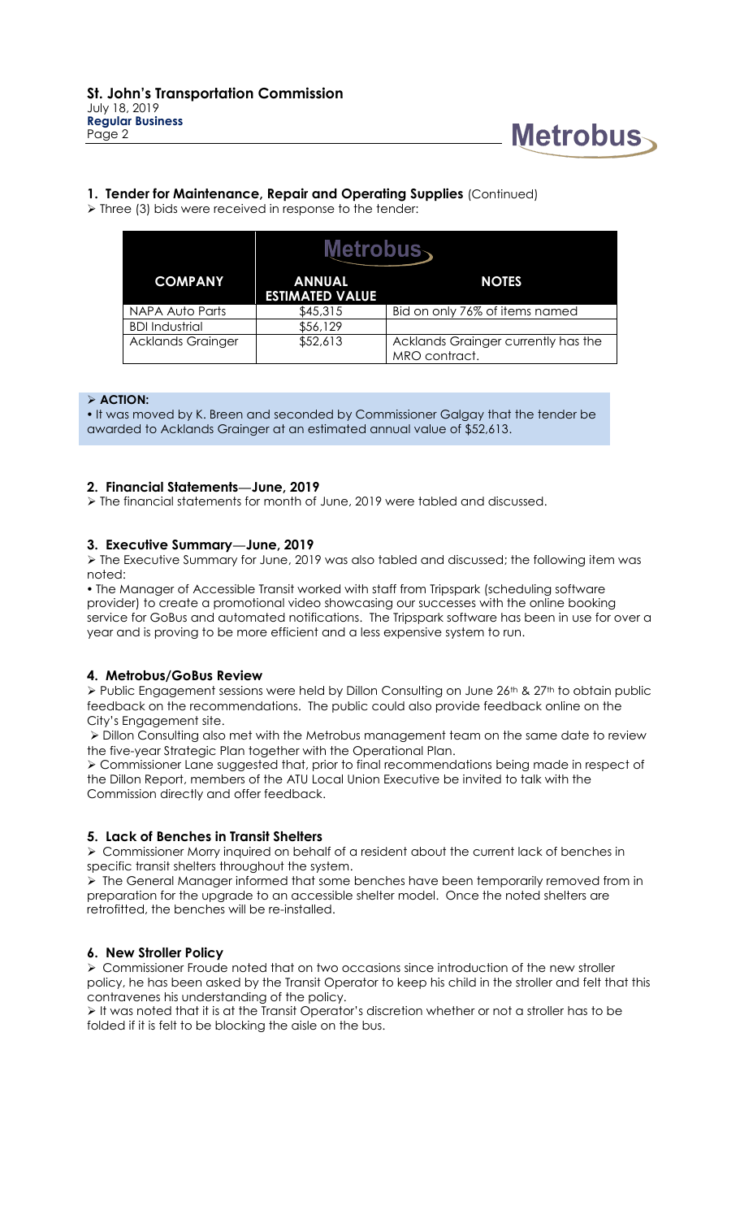## 1. Tender for Maintenance, Repair and Operating Supplies (Continued)

➢ Three (3) bids were received in response to the tender:

| COMPANY | ANNUAL ESTIMATED VALUE | NOTES |
|---|---|---|
| NAPA Auto Parts | $45,315 | Bid on only 76% of items named |
| BDI Industrial | $56,129 | |
| Acklands Grainger | $52,613 | Acklands Grainger currently has the MRO contract. |

➢ **ACTION:**

• It was moved by K. Breen and seconded by Commissioner Galgay that the tender be awarded to Acklands Grainger at an estimated annual value of $52,613.

## 2. Financial Statements—June, 2019

➢ The financial statements for month of June, 2019 were tabled and discussed.

## 3. Executive Summary—June, 2019

➢ The Executive Summary for June, 2019 was also tabled and discussed; the following item was noted:

• The Manager of Accessible Transit worked with staff from Tripspark (scheduling software provider) to create a promotional video showcasing our successes with the online booking service for GoBus and automated notifications. The Tripspark software has been in use for over a year and is proving to be more efficient and a less expensive system to run.

## 4. Metrobus/GoBus Review

➢ Public Engagement sessions were held by Dillon Consulting on June 26th & 27th to obtain public feedback on the recommendations. The public could also provide feedback online on the City's Engagement site.

➢ Dillon Consulting also met with the Metrobus management team on the same date to review the five-year Strategic Plan together with the Operational Plan.

➢ Commissioner Lane suggested that, prior to final recommendations being made in respect of the Dillon Report, members of the ATU Local Union Executive be invited to talk with the Commission directly and offer feedback.

## 5. Lack of Benches in Transit Shelters

➢ Commissioner Morry inquired on behalf of a resident about the current lack of benches in specific transit shelters throughout the system.

➢ The General Manager informed that some benches have been temporarily removed from in preparation for the upgrade to an accessible shelter model. Once the noted shelters are retrofitted, the benches will be re-installed.

## 6. New Stroller Policy

➢ Commissioner Froude noted that on two occasions since introduction of the new stroller policy, he has been asked by the Transit Operator to keep his child in the stroller and felt that this contravenes his understanding of the policy.

➢ It was noted that it is at the Transit Operator's discretion whether or not a stroller has to be folded if it is felt to be blocking the aisle on the bus.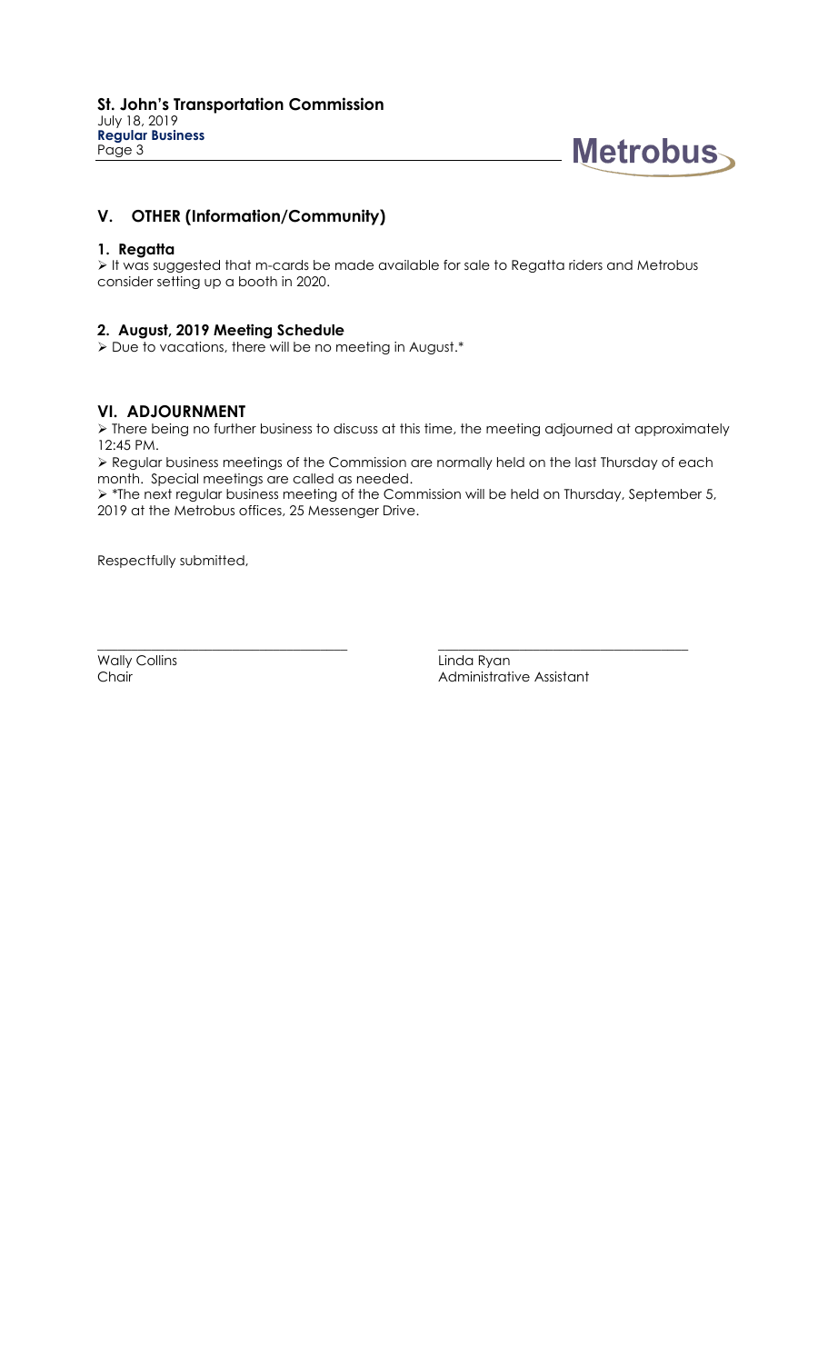## V. OTHER (Information/Community)

### 1. Regatta

➢ It was suggested that m-cards be made available for sale to Regatta riders and Metrobus consider setting up a booth in 2020.

### 2. August, 2019 Meeting Schedule

➢ Due to vacations, there will be no meeting in August.*

## VI. ADJOURNMENT

➢ There being no further business to discuss at this time, the meeting adjourned at approximately 12:45 PM.

➢ Regular business meetings of the Commission are normally held on the last Thursday of each month. Special meetings are called as needed.

➢ *The next regular business meeting of the Commission will be held on Thursday, September 5, 2019 at the Metrobus offices, 25 Messenger Drive.

Respectfully submitted,

\_\_\_\_\_\_\_\_\_\_\_\_\_\_\_\_\_\_\_\_\_\_\_\_\_\_\_\_\_\_\_\_\_\_\_\_
Wally Collins
Chair

\_\_\_\_\_\_\_\_\_\_\_\_\_\_\_\_\_\_\_\_\_\_\_\_\_\_\_\_\_\_\_\_\_\_\_\_
Linda Ryan
Administrative Assistant